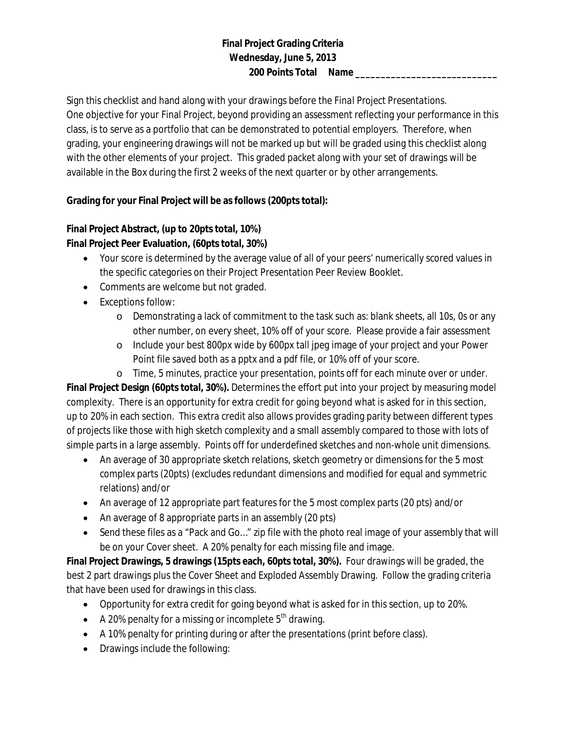**Final Project Grading Criteria**
**Wednesday, June 5, 2013**
**200 Points Total Name ____________________________**

Sign this checklist and hand along with your drawings before the *Final Project Presentations*. One objective for your Final Project, beyond providing an assessment reflecting your performance in this class, is to serve as a portfolio that can be demonstrated to potential employers. Therefore, when grading, your engineering drawings will not be marked up but will be graded using this checklist along with the other elements of your project. This graded packet along with your set of drawings will be available in the Box during the first 2 weeks of the next quarter or by other arrangements.

**Grading for your Final Project will be as follows (200pts total):**

**Final Project Abstract, (up to 20pts total, 10%)**
**Final Project Peer Evaluation, (60pts total, 30%)**

- Your score is determined by the average value of all of your peers' numerically scored values in the specific categories on their Project Presentation Peer Review Booklet.
- Comments are welcome but not graded.
- Exceptions follow:
  - Demonstrating a lack of commitment to the task such as: blank sheets, all 10s, 0s or any other number, on every sheet, 10% off of your score. Please provide a fair assessment
  - Include your best 800px wide by 600px tall jpeg image of your project and your Power Point file saved both as a pptx and a pdf file, or 10% off of your score.
  - Time, 5 minutes, practice your presentation, points off for each minute over or under.

**Final Project Design (60pts total, 30%).** Determines the effort put into your project by measuring model complexity. There is an opportunity for extra credit for going beyond what is asked for in this section, up to 20% in each section. This extra credit also allows provides grading parity between different types of projects like those with high sketch complexity and a small assembly compared to those with lots of simple parts in a large assembly. Points off for underdefined sketches and non-whole unit dimensions.

- An average of 30 appropriate sketch relations, sketch geometry or dimensions for the 5 most complex parts (20pts) (excludes redundant dimensions and modified for equal and symmetric relations) and/or
- An average of 12 appropriate part features for the 5 most complex parts (20 pts) and/or
- An average of 8 appropriate parts in an assembly (20 pts)
- Send these files as a "Pack and Go…" zip file with the photo real image of your assembly that will be on your Cover sheet. A 20% penalty for each missing file and image.

**Final Project Drawings, 5 drawings (15pts each, 60pts total, 30%).** Four drawings will be graded, the best 2 part drawings plus the Cover Sheet and Exploded Assembly Drawing. Follow the grading criteria that have been used for drawings in this class.

- Opportunity for extra credit for going beyond what is asked for in this section, up to 20%.
- A 20% penalty for a missing or incomplete 5th drawing.
- A 10% penalty for printing during or after the presentations (print before class).
- Drawings include the following: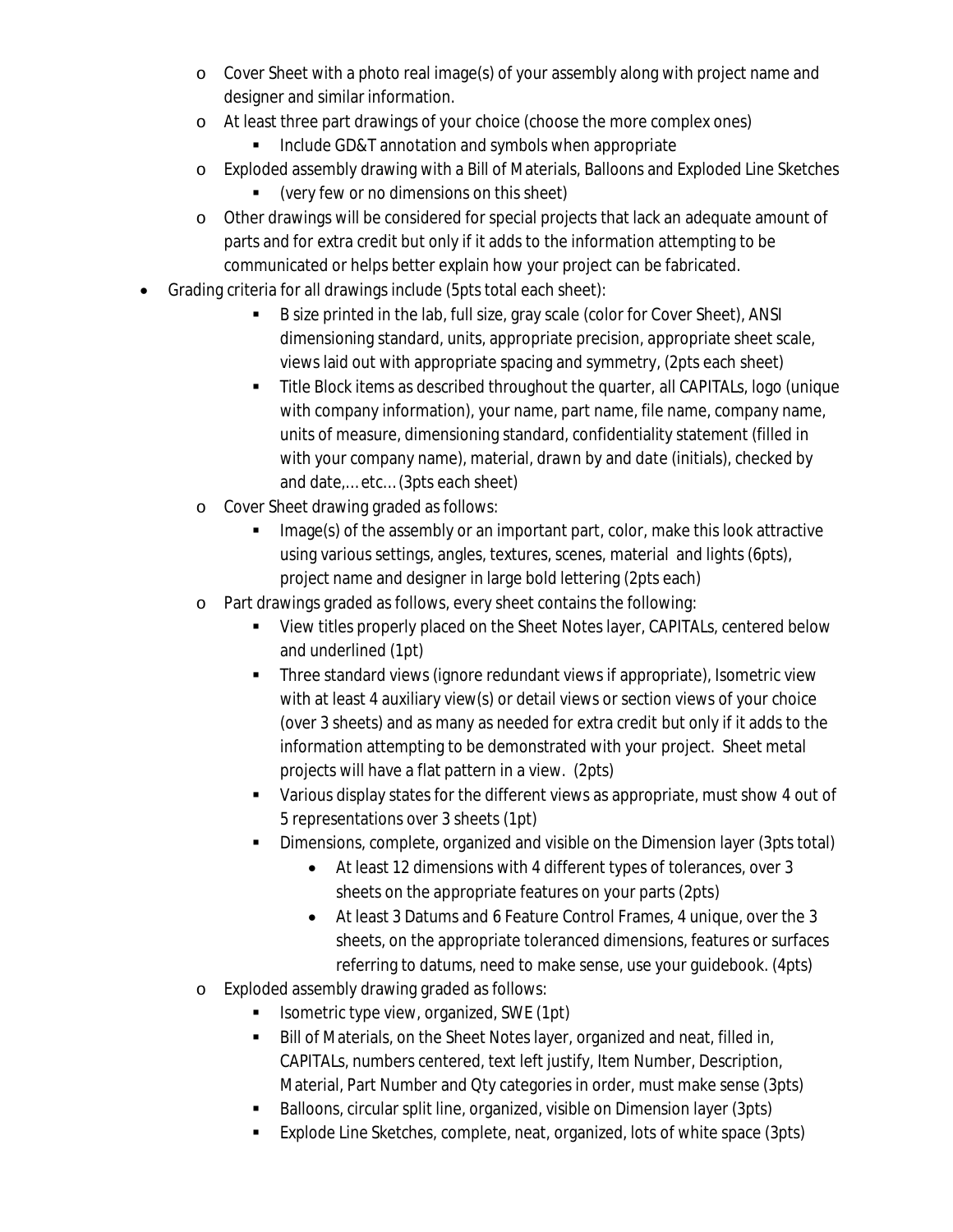- Cover Sheet with a photo real image(s) of your assembly along with project name and designer and similar information.
- At least three part drawings of your choice (choose the more complex ones)
  - Include GD&T annotation and symbols when appropriate
- Exploded assembly drawing with a Bill of Materials, Balloons and Exploded Line Sketches
  - (very few or no dimensions on this sheet)
- Other drawings will be considered for special projects that lack an adequate amount of parts and for extra credit but only if it adds to the information attempting to be communicated or helps better explain how your project can be fabricated.

- Grading criteria for all drawings include (5pts total each sheet):
  - B size printed in the lab, full size, gray scale (color for Cover Sheet), ANSI dimensioning standard, units, appropriate precision, appropriate sheet scale, views laid out with appropriate spacing and symmetry, (2pts each sheet)
  - Title Block items as described throughout the quarter, all CAPITALs, logo (unique with company information), your name, part name, file name, company name, units of measure, dimensioning standard, confidentiality statement (filled in with your company name), material, drawn by and date (initials), checked by and date,… etc… (3pts each sheet)
  - Cover Sheet drawing graded as follows:
    - Image(s) of the assembly or an important part, color, make this look attractive using various settings, angles, textures, scenes, material and lights (6pts), project name and designer in large bold lettering (2pts each)
  - Part drawings graded as follows, every sheet contains the following:
    - View titles properly placed on the Sheet Notes layer, CAPITALs, centered below and underlined (1pt)
    - Three standard views (ignore redundant views if appropriate), Isometric view with at least 4 auxiliary view(s) or detail views or section views of your choice (over 3 sheets) and as many as needed for extra credit but only if it adds to the information attempting to be demonstrated with your project. Sheet metal projects will have a flat pattern in a view. (2pts)
    - Various display states for the different views as appropriate, must show 4 out of 5 representations over 3 sheets (1pt)
    - Dimensions, complete, organized and visible on the Dimension layer (3pts total)
      - At least 12 dimensions with 4 different types of tolerances, over 3 sheets on the appropriate features on your parts (2pts)
      - At least 3 Datums and 6 Feature Control Frames, 4 unique, over the 3 sheets, on the appropriate toleranced dimensions, features or surfaces referring to datums, need to make sense, use your guidebook. (4pts)
  - Exploded assembly drawing graded as follows:
    - Isometric type view, organized, SWE (1pt)
    - Bill of Materials, on the Sheet Notes layer, organized and neat, filled in, CAPITALs, numbers centered, text left justify, Item Number, Description, Material, Part Number and Qty categories in order, must make sense (3pts)
    - Balloons, circular split line, organized, visible on Dimension layer (3pts)
    - Explode Line Sketches, complete, neat, organized, lots of white space (3pts)